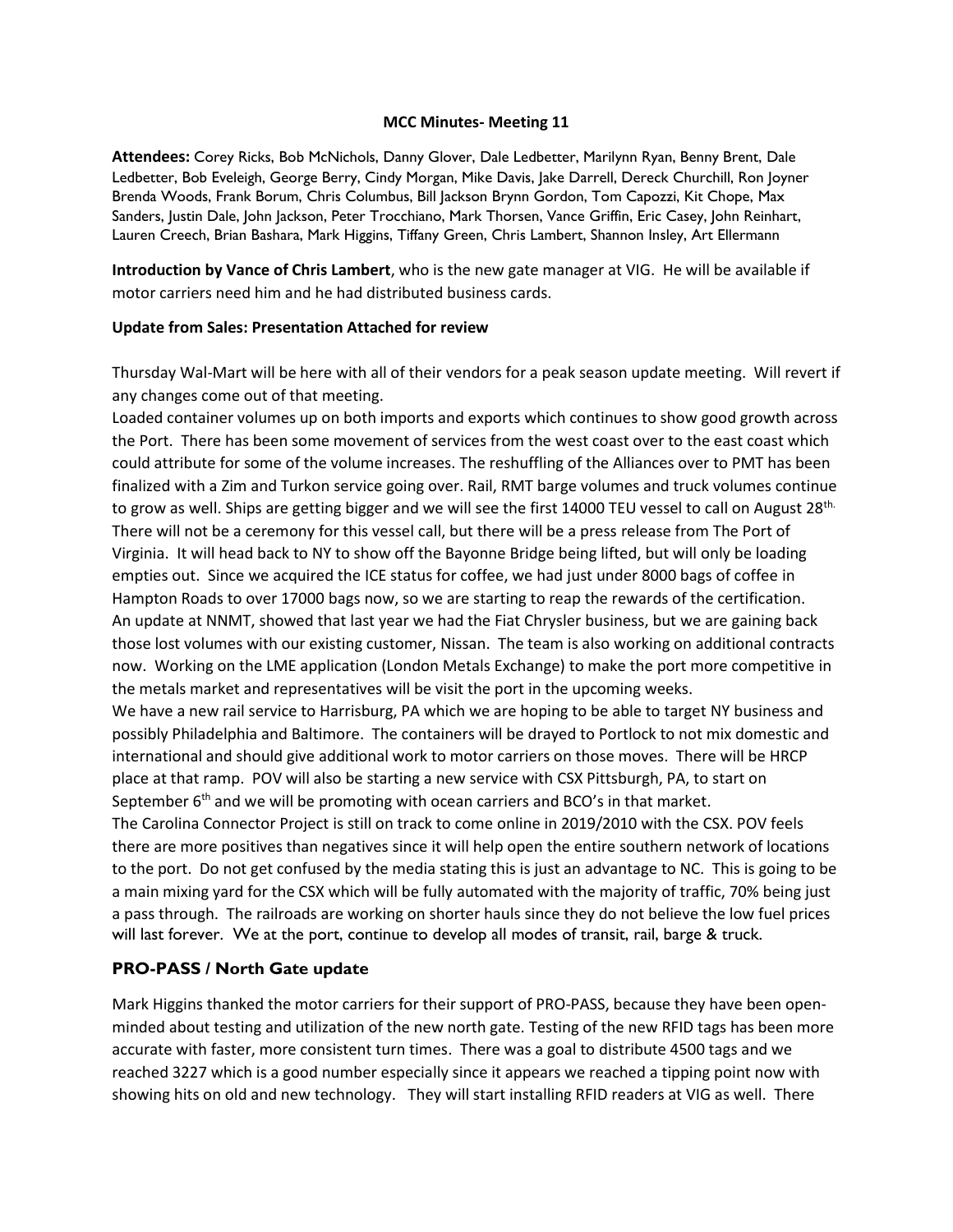**MCC Minutes- Meeting 11**

**Attendees:** Corey Ricks, Bob McNichols, Danny Glover, Dale Ledbetter, Marilynn Ryan, Benny Brent, Dale Ledbetter, Bob Eveleigh, George Berry, Cindy Morgan, Mike Davis, Jake Darrell, Dereck Churchill, Ron Joyner Brenda Woods, Frank Borum, Chris Columbus, Bill Jackson Brynn Gordon, Tom Capozzi, Kit Chope, Max Sanders, Justin Dale, John Jackson, Peter Trocchiano, Mark Thorsen, Vance Griffin, Eric Casey, John Reinhart, Lauren Creech, Brian Bashara, Mark Higgins, Tiffany Green, Chris Lambert, Shannon Insley, Art Ellermann

**Introduction by Vance of Chris Lambert**, who is the new gate manager at VIG. He will be available if motor carriers need him and he had distributed business cards.

**Update from Sales: Presentation Attached for review**

Thursday Wal-Mart will be here with all of their vendors for a peak season update meeting. Will revert if any changes come out of that meeting.

Loaded container volumes up on both imports and exports which continues to show good growth across the Port. There has been some movement of services from the west coast over to the east coast which could attribute for some of the volume increases. The reshuffling of the Alliances over to PMT has been finalized with a Zim and Turkon service going over. Rail, RMT barge volumes and truck volumes continue to grow as well. Ships are getting bigger and we will see the first 14000 TEU vessel to call on August 28th. There will not be a ceremony for this vessel call, but there will be a press release from The Port of Virginia. It will head back to NY to show off the Bayonne Bridge being lifted, but will only be loading empties out. Since we acquired the ICE status for coffee, we had just under 8000 bags of coffee in Hampton Roads to over 17000 bags now, so we are starting to reap the rewards of the certification.

An update at NNMT, showed that last year we had the Fiat Chrysler business, but we are gaining back those lost volumes with our existing customer, Nissan. The team is also working on additional contracts now. Working on the LME application (London Metals Exchange) to make the port more competitive in the metals market and representatives will be visit the port in the upcoming weeks.

We have a new rail service to Harrisburg, PA which we are hoping to be able to target NY business and possibly Philadelphia and Baltimore. The containers will be drayed to Portlock to not mix domestic and international and should give additional work to motor carriers on those moves. There will be HRCP place at that ramp. POV will also be starting a new service with CSX Pittsburgh, PA, to start on September 6th and we will be promoting with ocean carriers and BCO's in that market.

The Carolina Connector Project is still on track to come online in 2019/2010 with the CSX. POV feels there are more positives than negatives since it will help open the entire southern network of locations to the port. Do not get confused by the media stating this is just an advantage to NC. This is going to be a main mixing yard for the CSX which will be fully automated with the majority of traffic, 70% being just a pass through. The railroads are working on shorter hauls since they do not believe the low fuel prices will last forever. We at the port, continue to develop all modes of transit, rail, barge & truck.

## PRO-PASS / North Gate update

Mark Higgins thanked the motor carriers for their support of PRO-PASS, because they have been open-minded about testing and utilization of the new north gate. Testing of the new RFID tags has been more accurate with faster, more consistent turn times. There was a goal to distribute 4500 tags and we reached 3227 which is a good number especially since it appears we reached a tipping point now with showing hits on old and new technology. They will start installing RFID readers at VIG as well. There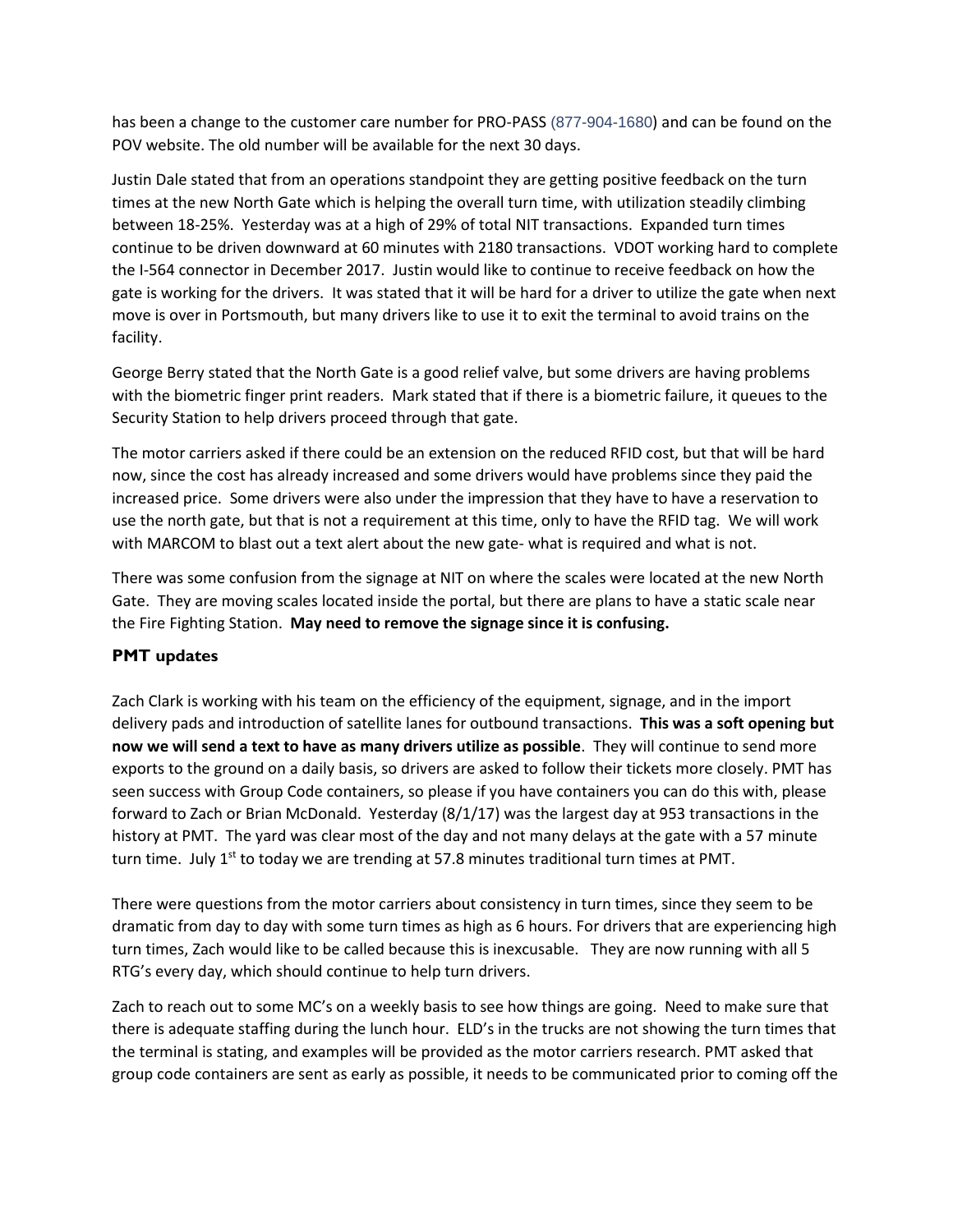has been a change to the customer care number for PRO-PASS (877-904-1680) and can be found on the POV website. The old number will be available for the next 30 days.

Justin Dale stated that from an operations standpoint they are getting positive feedback on the turn times at the new North Gate which is helping the overall turn time, with utilization steadily climbing between 18-25%. Yesterday was at a high of 29% of total NIT transactions. Expanded turn times continue to be driven downward at 60 minutes with 2180 transactions. VDOT working hard to complete the I-564 connector in December 2017. Justin would like to continue to receive feedback on how the gate is working for the drivers. It was stated that it will be hard for a driver to utilize the gate when next move is over in Portsmouth, but many drivers like to use it to exit the terminal to avoid trains on the facility.

George Berry stated that the North Gate is a good relief valve, but some drivers are having problems with the biometric finger print readers. Mark stated that if there is a biometric failure, it queues to the Security Station to help drivers proceed through that gate.

The motor carriers asked if there could be an extension on the reduced RFID cost, but that will be hard now, since the cost has already increased and some drivers would have problems since they paid the increased price. Some drivers were also under the impression that they have to have a reservation to use the north gate, but that is not a requirement at this time, only to have the RFID tag. We will work with MARCOM to blast out a text alert about the new gate- what is required and what is not.

There was some confusion from the signage at NIT on where the scales were located at the new North Gate. They are moving scales located inside the portal, but there are plans to have a static scale near the Fire Fighting Station. **May need to remove the signage since it is confusing.**

### PMT updates

Zach Clark is working with his team on the efficiency of the equipment, signage, and in the import delivery pads and introduction of satellite lanes for outbound transactions. **This was a soft opening but now we will send a text to have as many drivers utilize as possible**. They will continue to send more exports to the ground on a daily basis, so drivers are asked to follow their tickets more closely. PMT has seen success with Group Code containers, so please if you have containers you can do this with, please forward to Zach or Brian McDonald. Yesterday (8/1/17) was the largest day at 953 transactions in the history at PMT. The yard was clear most of the day and not many delays at the gate with a 57 minute turn time. July 1st to today we are trending at 57.8 minutes traditional turn times at PMT.

There were questions from the motor carriers about consistency in turn times, since they seem to be dramatic from day to day with some turn times as high as 6 hours. For drivers that are experiencing high turn times, Zach would like to be called because this is inexcusable. They are now running with all 5 RTG's every day, which should continue to help turn drivers.

Zach to reach out to some MC's on a weekly basis to see how things are going. Need to make sure that there is adequate staffing during the lunch hour. ELD's in the trucks are not showing the turn times that the terminal is stating, and examples will be provided as the motor carriers research. PMT asked that group code containers are sent as early as possible, it needs to be communicated prior to coming off the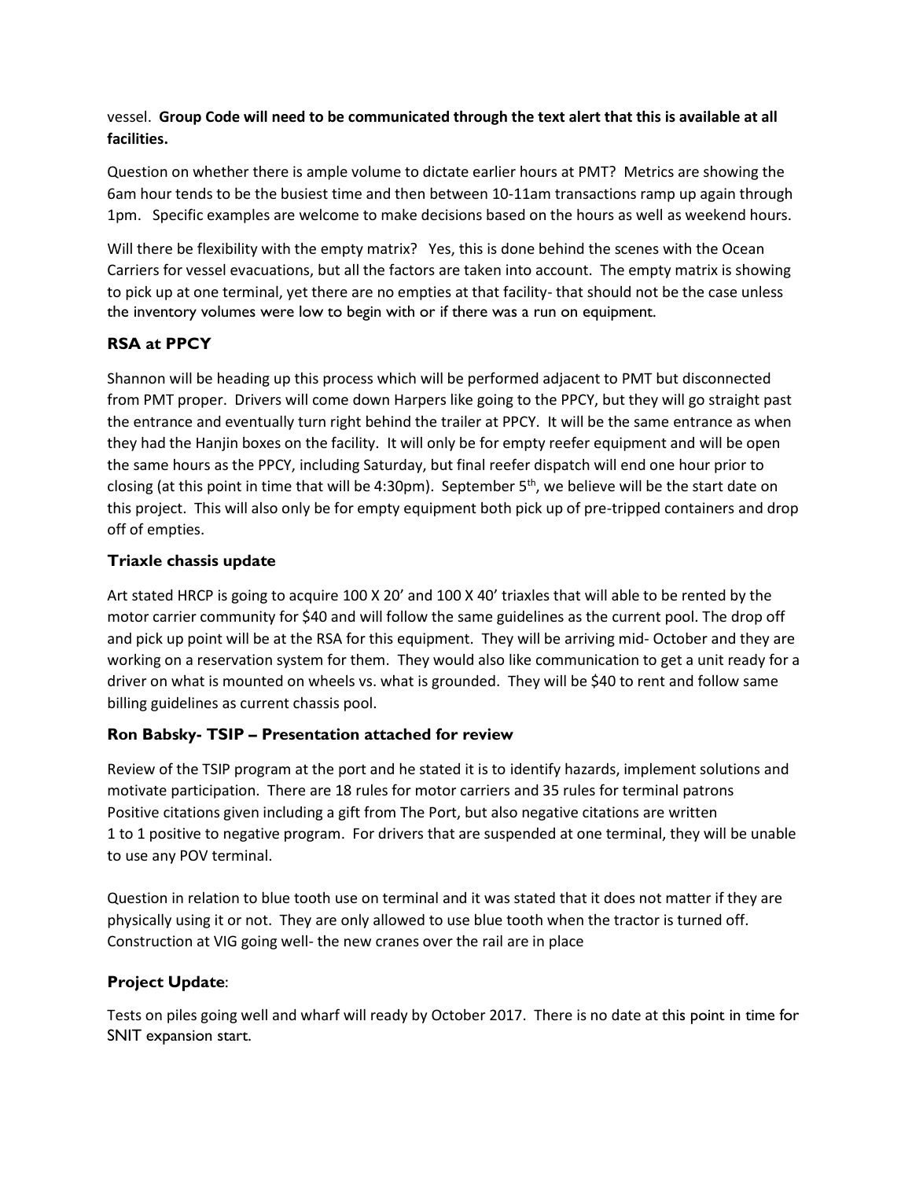vessel. **Group Code will need to be communicated through the text alert that this is available at all facilities.**

Question on whether there is ample volume to dictate earlier hours at PMT? Metrics are showing the 6am hour tends to be the busiest time and then between 10-11am transactions ramp up again through 1pm. Specific examples are welcome to make decisions based on the hours as well as weekend hours.

Will there be flexibility with the empty matrix? Yes, this is done behind the scenes with the Ocean Carriers for vessel evacuations, but all the factors are taken into account. The empty matrix is showing to pick up at one terminal, yet there are no empties at that facility- that should not be the case unless the inventory volumes were low to begin with or if there was a run on equipment.

### RSA at PPCY

Shannon will be heading up this process which will be performed adjacent to PMT but disconnected from PMT proper. Drivers will come down Harpers like going to the PPCY, but they will go straight past the entrance and eventually turn right behind the trailer at PPCY. It will be the same entrance as when they had the Hanjin boxes on the facility. It will only be for empty reefer equipment and will be open the same hours as the PPCY, including Saturday, but final reefer dispatch will end one hour prior to closing (at this point in time that will be 4:30pm). September 5th, we believe will be the start date on this project. This will also only be for empty equipment both pick up of pre-tripped containers and drop off of empties.

### Triaxle chassis update

Art stated HRCP is going to acquire 100 X 20' and 100 X 40' triaxles that will able to be rented by the motor carrier community for $40 and will follow the same guidelines as the current pool. The drop off and pick up point will be at the RSA for this equipment. They will be arriving mid- October and they are working on a reservation system for them. They would also like communication to get a unit ready for a driver on what is mounted on wheels vs. what is grounded. They will be $40 to rent and follow same billing guidelines as current chassis pool.

### Ron Babsky- TSIP – Presentation attached for review

Review of the TSIP program at the port and he stated it is to identify hazards, implement solutions and motivate participation. There are 18 rules for motor carriers and 35 rules for terminal patrons
Positive citations given including a gift from The Port, but also negative citations are written
1 to 1 positive to negative program. For drivers that are suspended at one terminal, they will be unable to use any POV terminal.

Question in relation to blue tooth use on terminal and it was stated that it does not matter if they are physically using it or not. They are only allowed to use blue tooth when the tractor is turned off.
Construction at VIG going well- the new cranes over the rail are in place

### Project Update:

Tests on piles going well and wharf will ready by October 2017. There is no date at this point in time for SNIT expansion start.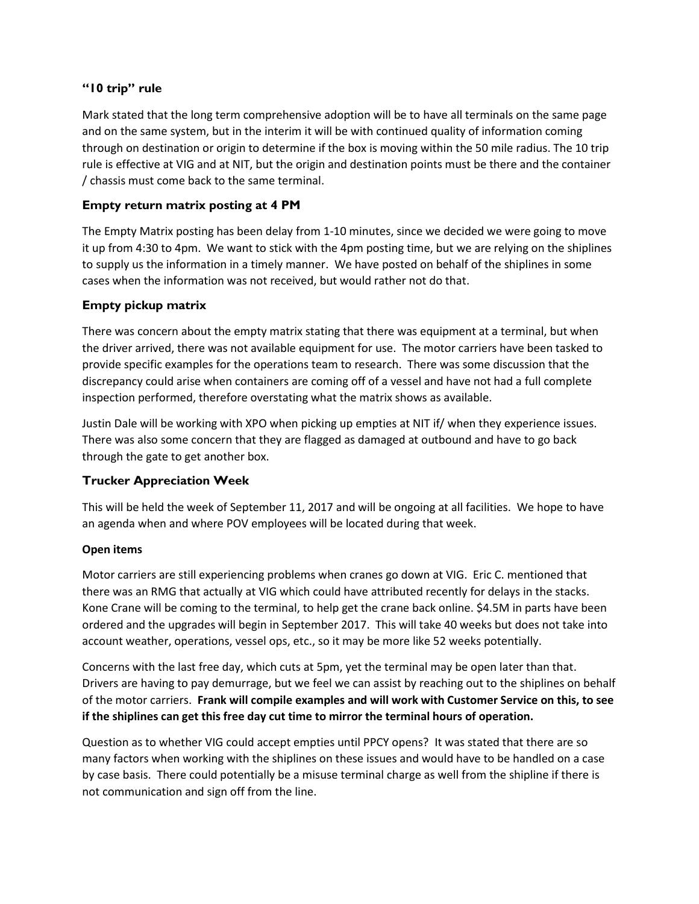### "10 trip" rule

Mark stated that the long term comprehensive adoption will be to have all terminals on the same page and on the same system, but in the interim it will be with continued quality of information coming through on destination or origin to determine if the box is moving within the 50 mile radius. The 10 trip rule is effective at VIG and at NIT, but the origin and destination points must be there and the container / chassis must come back to the same terminal.

### Empty return matrix posting at 4 PM

The Empty Matrix posting has been delay from 1-10 minutes, since we decided we were going to move it up from 4:30 to 4pm. We want to stick with the 4pm posting time, but we are relying on the shiplines to supply us the information in a timely manner. We have posted on behalf of the shiplines in some cases when the information was not received, but would rather not do that.

### Empty pickup matrix

There was concern about the empty matrix stating that there was equipment at a terminal, but when the driver arrived, there was not available equipment for use. The motor carriers have been tasked to provide specific examples for the operations team to research. There was some discussion that the discrepancy could arise when containers are coming off of a vessel and have not had a full complete inspection performed, therefore overstating what the matrix shows as available.

Justin Dale will be working with XPO when picking up empties at NIT if/ when they experience issues. There was also some concern that they are flagged as damaged at outbound and have to go back through the gate to get another box.

### Trucker Appreciation Week

This will be held the week of September 11, 2017 and will be ongoing at all facilities. We hope to have an agenda when and where POV employees will be located during that week.

#### Open items

Motor carriers are still experiencing problems when cranes go down at VIG. Eric C. mentioned that there was an RMG that actually at VIG which could have attributed recently for delays in the stacks. Kone Crane will be coming to the terminal, to help get the crane back online. $4.5M in parts have been ordered and the upgrades will begin in September 2017. This will take 40 weeks but does not take into account weather, operations, vessel ops, etc., so it may be more like 52 weeks potentially.

Concerns with the last free day, which cuts at 5pm, yet the terminal may be open later than that. Drivers are having to pay demurrage, but we feel we can assist by reaching out to the shiplines on behalf of the motor carriers. **Frank will compile examples and will work with Customer Service on this, to see if the shiplines can get this free day cut time to mirror the terminal hours of operation.**

Question as to whether VIG could accept empties until PPCY opens? It was stated that there are so many factors when working with the shiplines on these issues and would have to be handled on a case by case basis. There could potentially be a misuse terminal charge as well from the shipline if there is not communication and sign off from the line.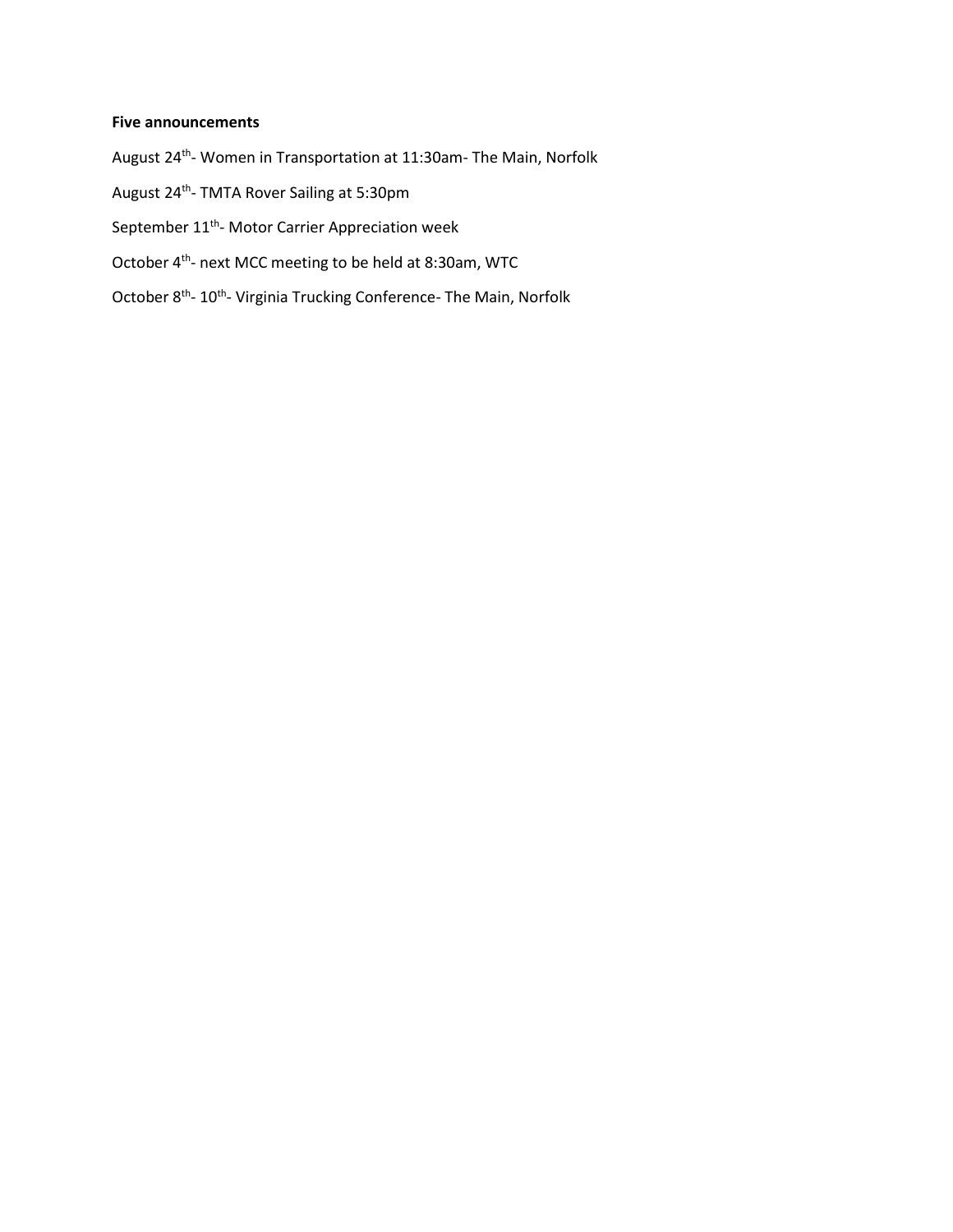**Five announcements**

August 24th- Women in Transportation at 11:30am- The Main, Norfolk

August 24th- TMTA Rover Sailing at 5:30pm

September 11th- Motor Carrier Appreciation week

October 4th- next MCC meeting to be held at 8:30am, WTC

October 8th- 10th- Virginia Trucking Conference- The Main, Norfolk